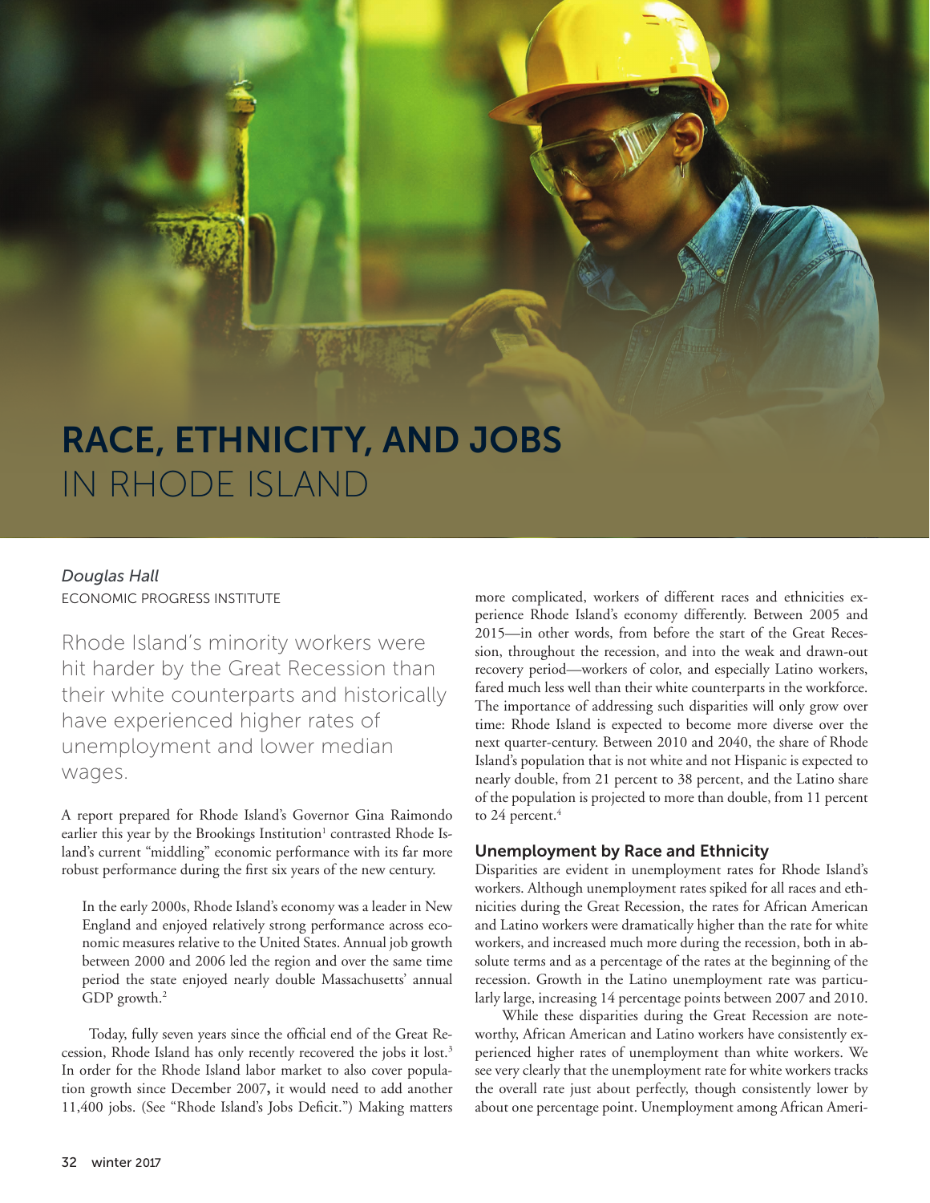# RACE, ETHNICITY, AND JOBS IN RHODE ISLAND

*Douglas Hall*
ECONOMIC PROGRESS INSTITUTE

Rhode Island's minority workers were hit harder by the Great Recession than their white counterparts and historically have experienced higher rates of unemployment and lower median wages.

A report prepared for Rhode Island's Governor Gina Raimondo earlier this year by the Brookings Institution[1] contrasted Rhode Island's current "middling" economic performance with its far more robust performance during the first six years of the new century.

> In the early 2000s, Rhode Island's economy was a leader in New England and enjoyed relatively strong performance across economic measures relative to the United States. Annual job growth between 2000 and 2006 led the region and over the same time period the state enjoyed nearly double Massachusetts' annual GDP growth.[2]

Today, fully seven years since the official end of the Great Recession, Rhode Island has only recently recovered the jobs it lost.[3] In order for the Rhode Island labor market to also cover population growth since December 2007**,** it would need to add another 11,400 jobs. (See "Rhode Island's Jobs Deficit.") Making matters more complicated, workers of different races and ethnicities experience Rhode Island's economy differently. Between 2005 and 2015—in other words, from before the start of the Great Recession, throughout the recession, and into the weak and drawn-out recovery period—workers of color, and especially Latino workers, fared much less well than their white counterparts in the workforce. The importance of addressing such disparities will only grow over time: Rhode Island is expected to become more diverse over the next quarter-century. Between 2010 and 2040, the share of Rhode Island's population that is not white and not Hispanic is expected to nearly double, from 21 percent to 38 percent, and the Latino share of the population is projected to more than double, from 11 percent to 24 percent.[4]

## Unemployment by Race and Ethnicity

Disparities are evident in unemployment rates for Rhode Island's workers. Although unemployment rates spiked for all races and ethnicities during the Great Recession, the rates for African American and Latino workers were dramatically higher than the rate for white workers, and increased much more during the recession, both in absolute terms and as a percentage of the rates at the beginning of the recession. Growth in the Latino unemployment rate was particularly large, increasing 14 percentage points between 2007 and 2010.

While these disparities during the Great Recession are noteworthy, African American and Latino workers have consistently experienced higher rates of unemployment than white workers. We see very clearly that the unemployment rate for white workers tracks the overall rate just about perfectly, though consistently lower by about one percentage point. Unemployment among African Ameri-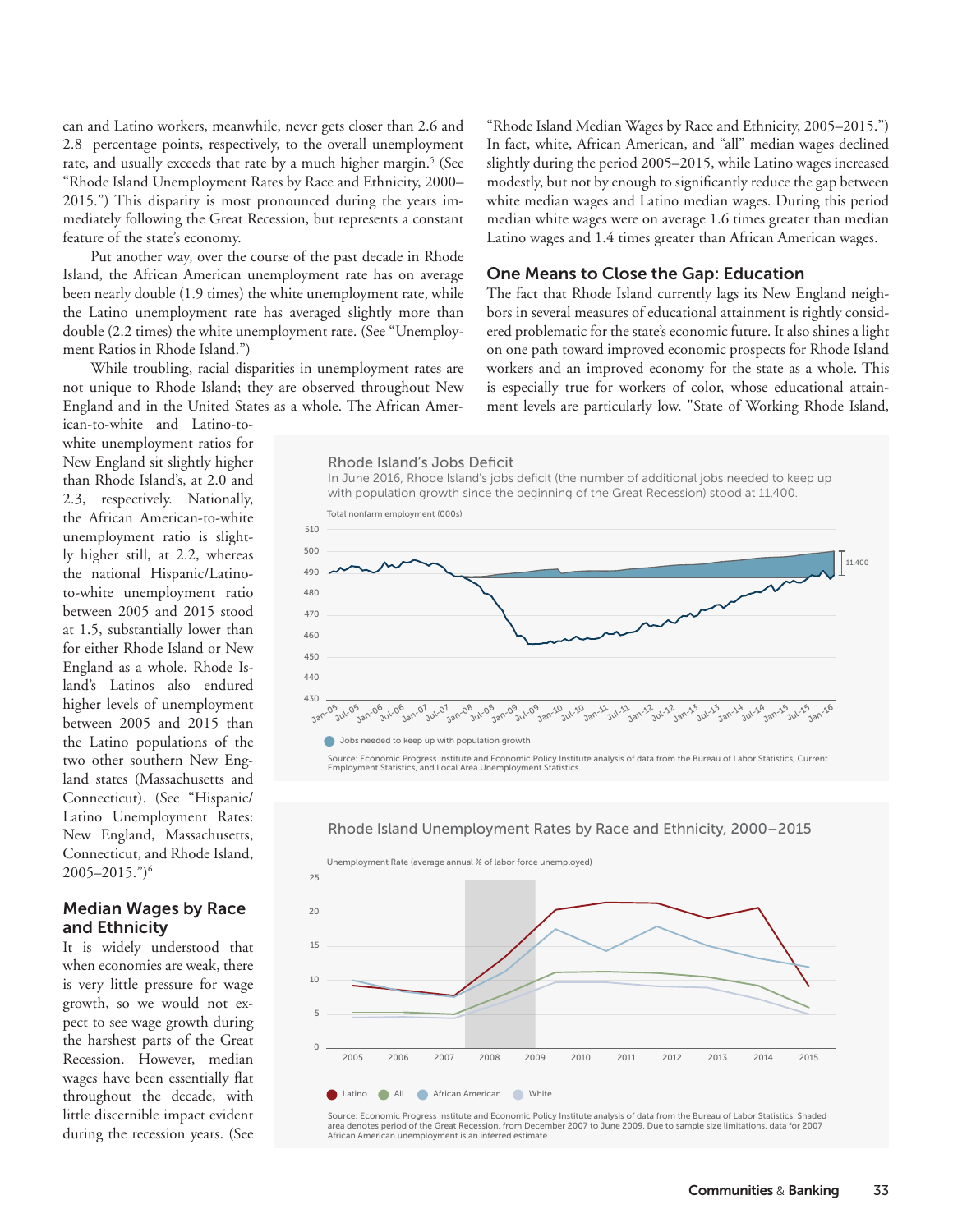can and Latino workers, meanwhile, never gets closer than 2.6 and 2.8 percentage points, respectively, to the overall unemployment rate, and usually exceeds that rate by a much higher margin.[5] (See "Rhode Island Unemployment Rates by Race and Ethnicity, 2000–2015.") This disparity is most pronounced during the years immediately following the Great Recession, but represents a constant feature of the state's economy.

Put another way, over the course of the past decade in Rhode Island, the African American unemployment rate has on average been nearly double (1.9 times) the white unemployment rate, while the Latino unemployment rate has averaged slightly more than double (2.2 times) the white unemployment rate. (See "Unemployment Ratios in Rhode Island.")

While troubling, racial disparities in unemployment rates are not unique to Rhode Island; they are observed throughout New England and in the United States as a whole. The African American-to-white and Latino-to-white unemployment ratios for New England sit slightly higher than Rhode Island's, at 2.0 and 2.3, respectively. Nationally, the African American-to-white unemployment ratio is slightly higher still, at 2.2, whereas the national Hispanic/Latino-to-white unemployment ratio between 2005 and 2015 stood at 1.5, substantially lower than for either Rhode Island or New England as a whole. Rhode Island's Latinos also endured higher levels of unemployment between 2005 and 2015 than the Latino populations of the two other southern New England states (Massachusetts and Connecticut). (See "Hispanic/Latino Unemployment Rates: New England, Massachusetts, Connecticut, and Rhode Island, 2005–2015.")[6]

### Median Wages by Race and Ethnicity

It is widely understood that when economies are weak, there is very little pressure for wage growth, so we would not expect to see wage growth during the harshest parts of the Great Recession. However, median wages have been essentially flat throughout the decade, with little discernible impact evident during the recession years. (See "Rhode Island Median Wages by Race and Ethnicity, 2005–2015.") In fact, white, African American, and "all" median wages declined slightly during the period 2005–2015, while Latino wages increased modestly, but not by enough to significantly reduce the gap between white median wages and Latino median wages. During this period median white wages were on average 1.6 times greater than median Latino wages and 1.4 times greater than African American wages.

### One Means to Close the Gap: Education

The fact that Rhode Island currently lags its New England neighbors in several measures of educational attainment is rightly considered problematic for the state's economic future. It also shines a light on one path toward improved economic prospects for Rhode Island workers and an improved economy for the state as a whole. This is especially true for workers of color, whose educational attainment levels are particularly low. "State of Working Rhode Island,

**Rhode Island's Jobs Deficit**

In June 2016, Rhode Island's jobs deficit (the number of additional jobs needed to keep up with population growth since the beginning of the Great Recession) stood at 11,400.

Source: Economic Progress Institute and Economic Policy Institute analysis of data from the Bureau of Labor Statistics, Current Employment Statistics, and Local Area Unemployment Statistics.

**Rhode Island Unemployment Rates by Race and Ethnicity, 2000–2015**

Source: Economic Progress Institute and Economic Policy Institute analysis of data from the Bureau of Labor Statistics. Shaded area denotes period of the Great Recession, from December 2007 to June 2009. Due to sample size limitations, data for 2007 African American unemployment is an inferred estimate.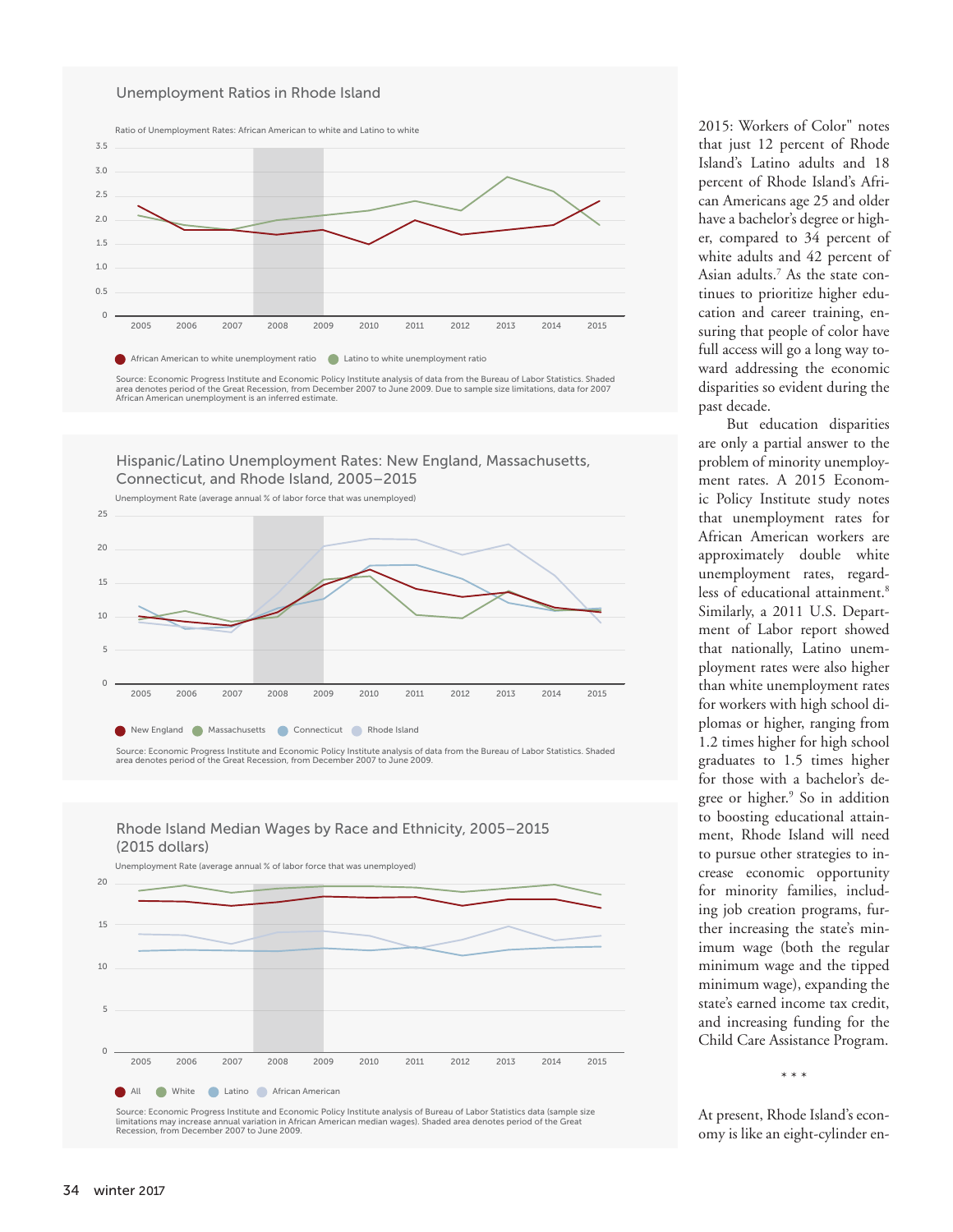### Unemployment Ratios in Rhode Island

Ratio of Unemployment Rates: African American to white and Latino to white

3.5
3.0
2.5
2.0
1.5
1.0
0.5
0

2005 2006 2007 2008 2009 2010 2011 2012 2013 2014 2015

African American to white unemployment ratio
Latino to white unemployment ratio

Source: Economic Progress Institute and Economic Policy Institute analysis of data from the Bureau of Labor Statistics. Shaded area denotes period of the Great Recession, from December 2007 to June 2009. Due to sample size limitations, data for 2007 African American unemployment is an inferred estimate.

### Hispanic/Latino Unemployment Rates: New England, Massachusetts, Connecticut, and Rhode Island, 2005–2015

Unemployment Rate (average annual % of labor force that was unemployed)

25
20
15
10
5
0

2005 2006 2007 2008 2009 2010 2011 2012 2013 2014 2015

New England
Massachusetts
Connecticut
Rhode Island

Source: Economic Progress Institute and Economic Policy Institute analysis of data from the Bureau of Labor Statistics. Shaded area denotes period of the Great Recession, from December 2007 to June 2009.

### Rhode Island Median Wages by Race and Ethnicity, 2005–2015 (2015 dollars)

Unemployment Rate (average annual % of labor force that was unemployed)

20
15
10
5
0

2005 2006 2007 2008 2009 2010 2011 2012 2013 2014 2015

All
White
Latino
African American

Source: Economic Progress Institute and Economic Policy Institute analysis of Bureau of Labor Statistics data (sample size limitations may increase annual variation in African American median wages). Shaded area denotes period of the Great Recession, from December 2007 to June 2009.

2015: Workers of Color" notes that just 12 percent of Rhode Island's Latino adults and 18 percent of Rhode Island's African Americans age 25 and older have a bachelor's degree or higher, compared to 34 percent of white adults and 42 percent of Asian adults.[7] As the state continues to prioritize higher education and career training, ensuring that people of color have full access will go a long way toward addressing the economic disparities so evident during the past decade.

But education disparities are only a partial answer to the problem of minority unemployment rates. A 2015 Economic Policy Institute study notes that unemployment rates for African American workers are approximately double white unemployment rates, regardless of educational attainment.[8] Similarly, a 2011 U.S. Department of Labor report showed that nationally, Latino unemployment rates were also higher than white unemployment rates for workers with high school diplomas or higher, ranging from 1.2 times higher for high school graduates to 1.5 times higher for those with a bachelor's degree or higher.[9] So in addition to boosting educational attainment, Rhode Island will need to pursue other strategies to increase economic opportunity for minority families, including job creation programs, further increasing the state's minimum wage (both the regular minimum wage and the tipped minimum wage), expanding the state's earned income tax credit, and increasing funding for the Child Care Assistance Program.

\* \* \*

At present, Rhode Island's economy is like an eight-cylinder en-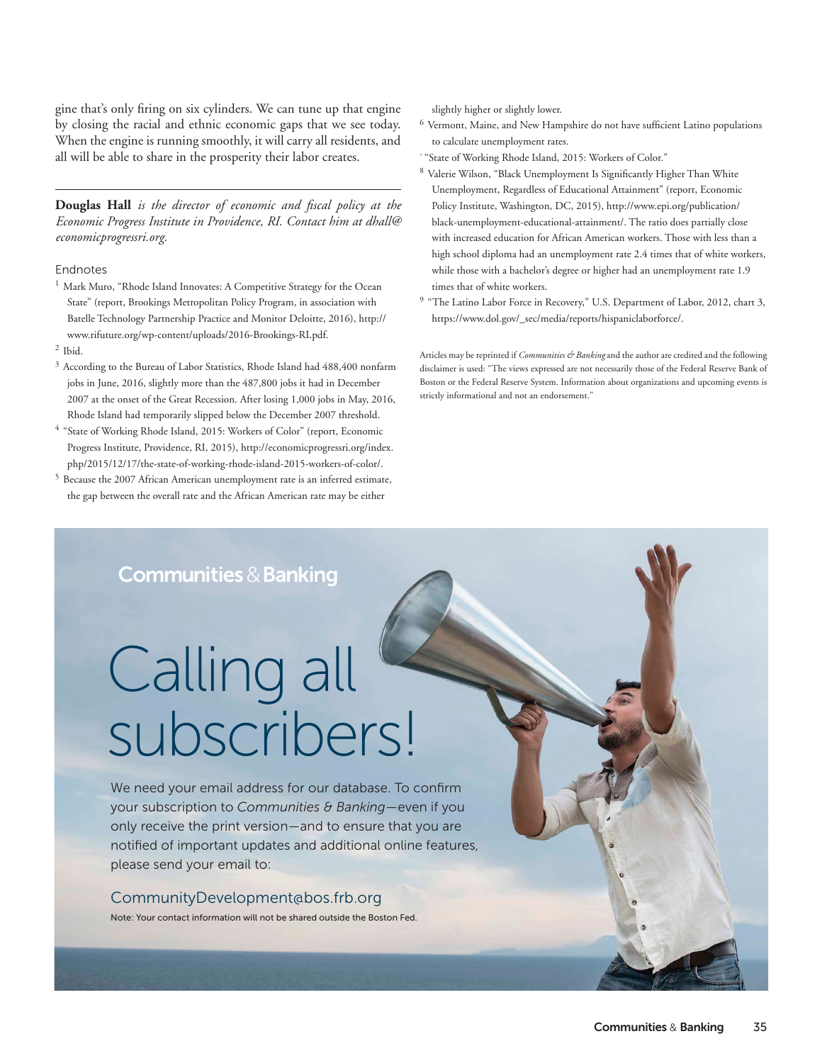gine that's only firing on six cylinders. We can tune up that engine by closing the racial and ethnic economic gaps that we see today. When the engine is running smoothly, it will carry all residents, and all will be able to share in the prosperity their labor creates.

---

**Douglas Hall** *is the director of economic and fiscal policy at the Economic Progress Institute in Providence, RI. Contact him at dhall@economicprogressri.org.*

Endnotes

[1] Mark Muro, "Rhode Island Innovates: A Competitive Strategy for the Ocean State" (report, Brookings Metropolitan Policy Program, in association with Batelle Technology Partnership Practice and Monitor Deloitte, 2016), http://www.rifuture.org/wp-content/uploads/2016-Brookings-RI.pdf.

[2] Ibid.

[3] According to the Bureau of Labor Statistics, Rhode Island had 488,400 nonfarm jobs in June, 2016, slightly more than the 487,800 jobs it had in December 2007 at the onset of the Great Recession. After losing 1,000 jobs in May, 2016, Rhode Island had temporarily slipped below the December 2007 threshold.

[4] "State of Working Rhode Island, 2015: Workers of Color" (report, Economic Progress Institute, Providence, RI, 2015), http://economicprogressri.org/index.php/2015/12/17/the-state-of-working-rhode-island-2015-workers-of-color/.

[5] Because the 2007 African American unemployment rate is an inferred estimate, the gap between the overall rate and the African American rate may be either slightly higher or slightly lower.

[6] Vermont, Maine, and New Hampshire do not have sufficient Latino populations to calculate unemployment rates.

[7] "State of Working Rhode Island, 2015: Workers of Color."

[8] Valerie Wilson, "Black Unemployment Is Significantly Higher Than White Unemployment, Regardless of Educational Attainment" (report, Economic Policy Institute, Washington, DC, 2015), http://www.epi.org/publication/black-unemployment-educational-attainment/. The ratio does partially close with increased education for African American workers. Those with less than a high school diploma had an unemployment rate 2.4 times that of white workers, while those with a bachelor's degree or higher had an unemployment rate 1.9 times that of white workers.

[9] "The Latino Labor Force in Recovery," U.S. Department of Labor, 2012, chart 3, https://www.dol.gov/_sec/media/reports/hispaniclaborforce/.

Articles may be reprinted if *Communities & Banking* and the author are credited and the following disclaimer is used: "The views expressed are not necessarily those of the Federal Reserve Bank of Boston or the Federal Reserve System. Information about organizations and upcoming events is strictly informational and not an endorsement."

Communities & Banking

# Calling all subscribers!

We need your email address for our database. To confirm your subscription to *Communities & Banking*—even if you only receive the print version—and to ensure that you are notified of important updates and additional online features, please send your email to:

CommunityDevelopment@bos.frb.org

Note: Your contact information will not be shared outside the Boston Fed.